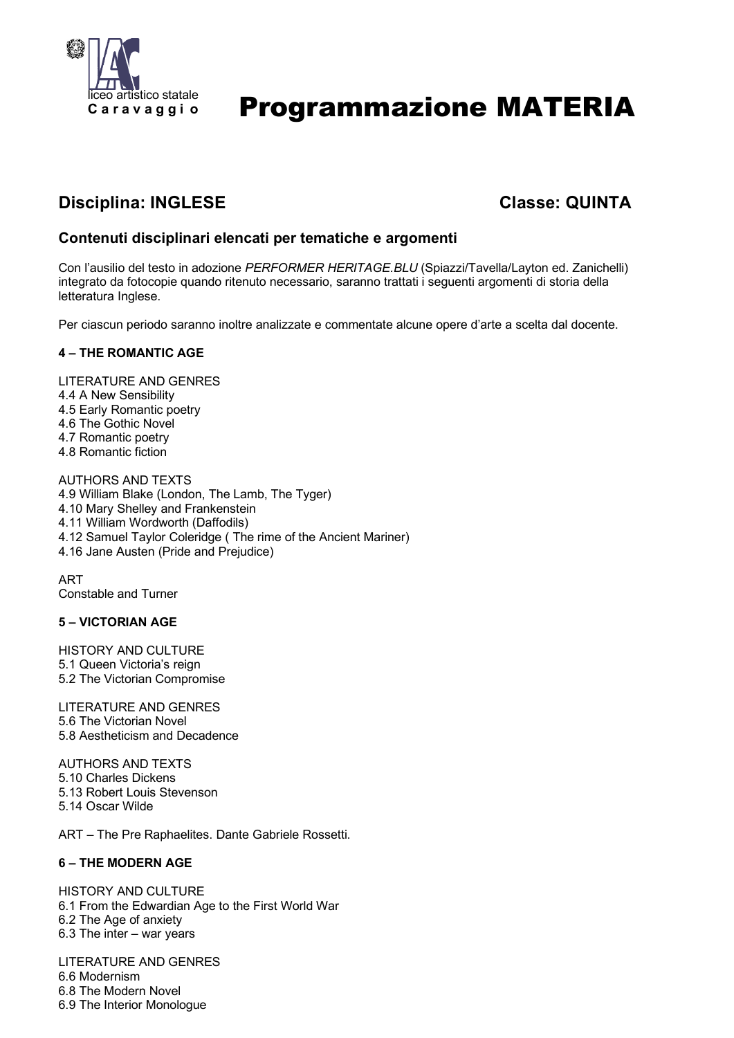liceo artistico statale
**C a r a v a g g i o**

# Programmazione MATERIA

## Disciplina: INGLESE Classe: QUINTA

### Contenuti disciplinari elencati per tematiche e argomenti

Con l'ausilio del testo in adozione *PERFORMER HERITAGE.BLU* (Spiazzi/Tavella/Layton ed. Zanichelli) integrato da fotocopie quando ritenuto necessario, saranno trattati i seguenti argomenti di storia della letteratura Inglese.

Per ciascun periodo saranno inoltre analizzate e commentate alcune opere d'arte a scelta dal docente.

**4 – THE ROMANTIC AGE**

LITERATURE AND GENRES
4.4 A New Sensibility
4.5 Early Romantic poetry
4.6 The Gothic Novel
4.7 Romantic poetry
4.8 Romantic fiction

AUTHORS AND TEXTS
4.9 William Blake (London, The Lamb, The Tyger)
4.10 Mary Shelley and Frankenstein
4.11 William Wordworth (Daffodils)
4.12 Samuel Taylor Coleridge ( The rime of the Ancient Mariner)
4.16 Jane Austen (Pride and Prejudice)

ART
Constable and Turner

**5 – VICTORIAN AGE**

HISTORY AND CULTURE
5.1 Queen Victoria's reign
5.2 The Victorian Compromise

LITERATURE AND GENRES
5.6 The Victorian Novel
5.8 Aestheticism and Decadence

AUTHORS AND TEXTS
5.10 Charles Dickens
5.13 Robert Louis Stevenson
5.14 Oscar Wilde

ART – The Pre Raphaelites. Dante Gabriele Rossetti.

**6 – THE MODERN AGE**

HISTORY AND CULTURE
6.1 From the Edwardian Age to the First World War
6.2 The Age of anxiety
6.3 The inter – war years

LITERATURE AND GENRES
6.6 Modernism
6.8 The Modern Novel
6.9 The Interior Monologue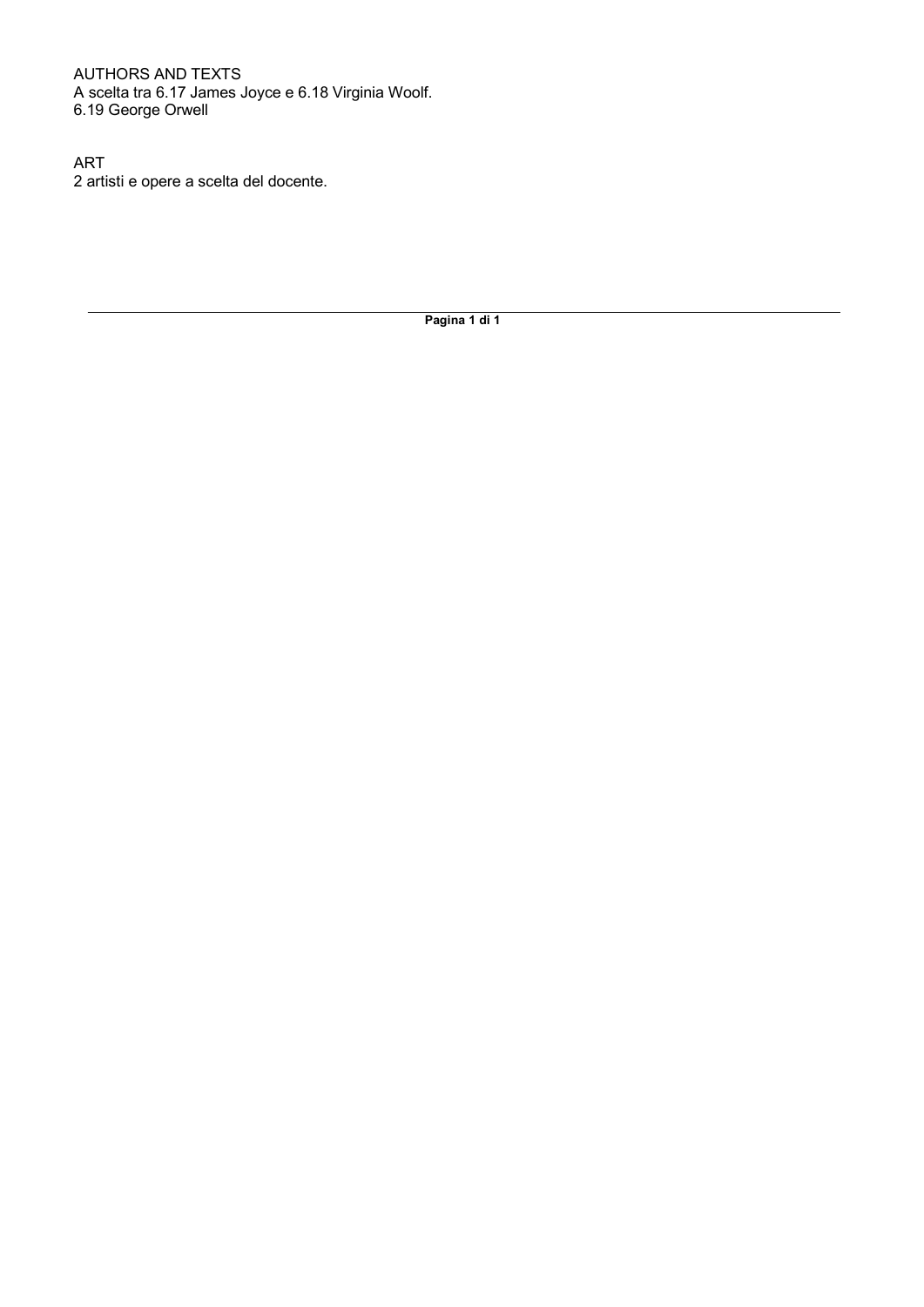AUTHORS AND TEXTS
A scelta tra 6.17 James Joyce e 6.18 Virginia Woolf.
6.19 George Orwell

ART
2 artisti e opere a scelta del docente.